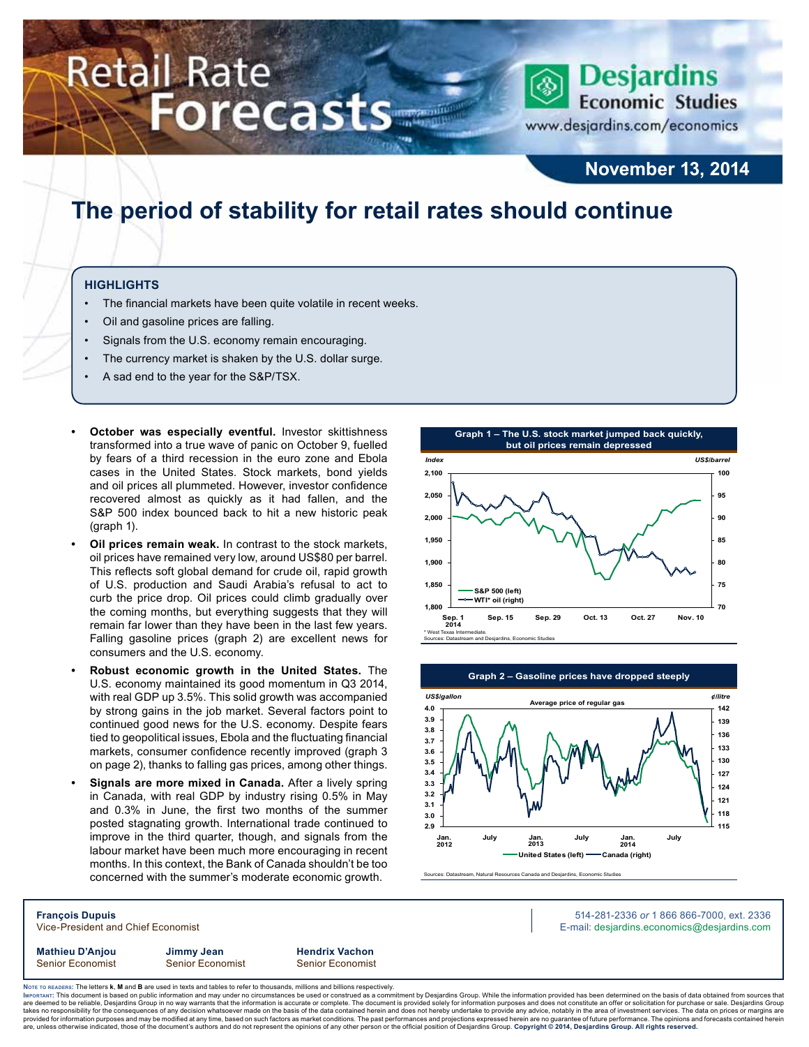# Retail Rate Forecasts

Desjardins Economic Studies
www.desjardins.com/economics

**November 13, 2014**

# The period of stability for retail rates should continue

## HIGHLIGHTS

- The financial markets have been quite volatile in recent weeks.
- Oil and gasoline prices are falling.
- Signals from the U.S. economy remain encouraging.
- The currency market is shaken by the U.S. dollar surge.
- A sad end to the year for the S&P/TSX.

- **October was especially eventful.** Investor skittishness transformed into a true wave of panic on October 9, fuelled by fears of a third recession in the euro zone and Ebola cases in the United States. Stock markets, bond yields and oil prices all plummeted. However, investor confidence recovered almost as quickly as it had fallen, and the S&P 500 index bounced back to hit a new historic peak (graph 1).
- **Oil prices remain weak.** In contrast to the stock markets, oil prices have remained very low, around US$80 per barrel. This reflects soft global demand for crude oil, rapid growth of U.S. production and Saudi Arabia's refusal to act to curb the price drop. Oil prices could climb gradually over the coming months, but everything suggests that they will remain far lower than they have been in the last few years. Falling gasoline prices (graph 2) are excellent news for consumers and the U.S. economy.
- **Robust economic growth in the United States.** The U.S. economy maintained its good momentum in Q3 2014, with real GDP up 3.5%. This solid growth was accompanied by strong gains in the job market. Several factors point to continued good news for the U.S. economy. Despite fears tied to geopolitical issues, Ebola and the fluctuating financial markets, consumer confidence recently improved (graph 3 on page 2), thanks to falling gas prices, among other things.
- **Signals are more mixed in Canada.** After a lively spring in Canada, with real GDP by industry rising 0.5% in May and 0.3% in June, the first two months of the summer posted stagnating growth. International trade continued to improve in the third quarter, though, and signals from the labour market have been much more encouraging in recent months. In this context, the Bank of Canada shouldn't be too concerned with the summer's moderate economic growth.

**Graph 1 – The U.S. stock market jumped back quickly, but oil prices remain depressed**

Index (left): S&P 500; US$/barrel (right): WTI* oil. Sep. 1 2014 – Nov. 10.

\* West Texas Intermediate.
Sources: Datastream and Desjardins, Economic Studies

**Graph 2 – Gasoline prices have dropped steeply**

Average price of regular gas — United States (left, US$/gallon); Canada (right, ¢/litre). Jan. 2012 – 2014.

Sources: Datastream, Natural Resources Canada and Desjardins, Economic Studies

**François Dupuis**
Vice-President and Chief Economist

514-281-2336 *or* 1 866 866-7000, ext. 2336
E-mail: desjardins.economics@desjardins.com

**Mathieu D'Anjou** — Senior Economist
**Jimmy Jean** — Senior Economist
**Hendrix Vachon** — Senior Economist

Note to readers: The letters **k**, **M** and **B** are used in texts and tables to refer to thousands, millions and billions respectively.
Important: This document is based on public information and may under no circumstances be used or construed as a commitment by Desjardins Group. While the information provided has been determined on the basis of data obtained from sources that are deemed to be reliable, Desjardins Group in no way warrants that the information is accurate or complete. The document is provided solely for information purposes and does not constitute an offer or solicitation for purchase or sale. Desjardins Group takes no responsibility for the consequences of any decision whatsoever made on the basis of the data contained herein and does not hereby undertake to provide any advice, notably in the area of investment services. The data on prices or margins are provided for information purposes and may be modified at any time, based on such factors as market conditions. The past performances and projections expressed herein are no guarantee of future performance. The opinions and forecasts contained herein are, unless otherwise indicated, those of the document's authors and do not represent the opinions of any other person or the official position of Desjardins Group. **Copyright © 2014, Desjardins Group. All rights reserved.**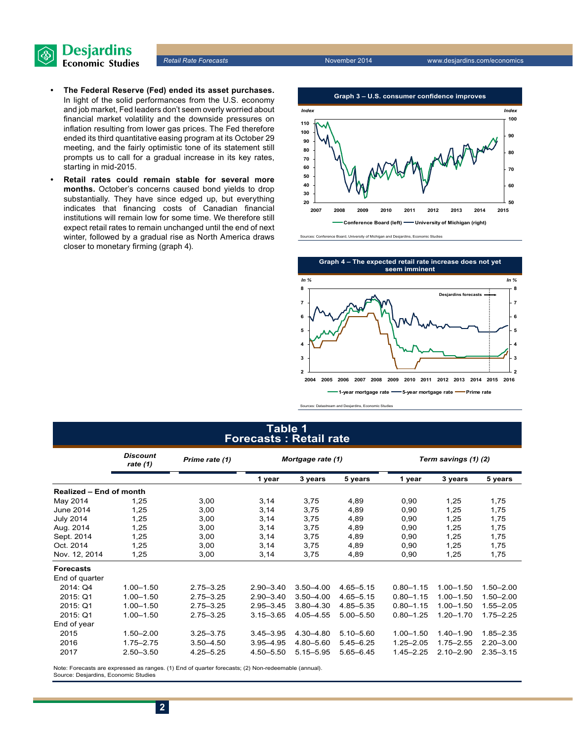- **The Federal Reserve (Fed) ended its asset purchases.** In light of the solid performances from the U.S. economy and job market, Fed leaders don't seem overly worried about financial market volatility and the downside pressures on inflation resulting from lower gas prices. The Fed therefore ended its third quantitative easing program at its October 29 meeting, and the fairly optimistic tone of its statement still prompts us to call for a gradual increase in its key rates, starting in mid-2015.
- **Retail rates could remain stable for several more months.** October's concerns caused bond yields to drop substantially. They have since edged up, but everything indicates that financing costs of Canadian financial institutions will remain low for some time. We therefore still expect retail rates to remain unchanged until the end of next winter, followed by a gradual rise as North America draws closer to monetary firming (graph 4).

Graph 3 – U.S. consumer confidence improves

Sources: Conference Board, University of Michigan and Desjardins, Economic Studies

Graph 4 – The expected retail rate increase does not yet seem imminent

Sources: Datastream and Desjardins, Economic Studies

## Table 1
## Forecasts : Retail rate

| | Discount rate (1) | Prime rate (1) | Mortgage rate (1) | | | Term savings (1) (2) | | |
|---|---|---|---|---|---|---|---|---|
| | | | 1 year | 3 years | 5 years | 1 year | 3 years | 5 years |
| **Realized – End of month** | | | | | | | | |
| May 2014 | 1,25 | 3,00 | 3,14 | 3,75 | 4,89 | 0,90 | 1,25 | 1,75 |
| June 2014 | 1,25 | 3,00 | 3,14 | 3,75 | 4,89 | 0,90 | 1,25 | 1,75 |
| July 2014 | 1,25 | 3,00 | 3,14 | 3,75 | 4,89 | 0,90 | 1,25 | 1,75 |
| Aug. 2014 | 1,25 | 3,00 | 3,14 | 3,75 | 4,89 | 0,90 | 1,25 | 1,75 |
| Sept. 2014 | 1,25 | 3,00 | 3,14 | 3,75 | 4,89 | 0,90 | 1,25 | 1,75 |
| Oct. 2014 | 1,25 | 3,00 | 3,14 | 3,75 | 4,89 | 0,90 | 1,25 | 1,75 |
| Nov. 12, 2014 | 1,25 | 3,00 | 3,14 | 3,75 | 4,89 | 0,90 | 1,25 | 1,75 |
| **Forecasts** | | | | | | | | |
| End of quarter | | | | | | | | |
| 2014: Q4 | 1.00–1.50 | 2.75–3.25 | 2.90–3.40 | 3.50–4.00 | 4.65–5.15 | 0.80–1.15 | 1.00–1.50 | 1.50–2.00 |
| 2015: Q1 | 1.00–1.50 | 2.75–3.25 | 2.90–3.40 | 3.50–4.00 | 4.65–5.15 | 0.80–1.15 | 1.00–1.50 | 1.50–2.00 |
| 2015: Q1 | 1.00–1.50 | 2.75–3.25 | 2.95–3.45 | 3.80–4.30 | 4.85–5.35 | 0.80–1.15 | 1.00–1.50 | 1.55–2.05 |
| 2015: Q1 | 1.00–1.50 | 2.75–3.25 | 3.15–3.65 | 4.05–4.55 | 5.00–5.50 | 0.80–1.25 | 1.20–1.70 | 1.75–2.25 |
| End of year | | | | | | | | |
| 2015 | 1.50–2.00 | 3.25–3.75 | 3.45–3.95 | 4.30–4.80 | 5.10–5.60 | 1.00–1.50 | 1.40–1.90 | 1.85–2.35 |
| 2016 | 1.75–2.75 | 3.50–4.50 | 3.95–4.95 | 4.80–5.60 | 5.45–6.25 | 1.25–2.05 | 1.75–2.55 | 2.20–3.00 |
| 2017 | 2.50–3.50 | 4.25–5.25 | 4.50–5.50 | 5.15–5.95 | 5.65–6.45 | 1.45–2.25 | 2.10–2.90 | 2.35–3.15 |

Note: Forecasts are expressed as ranges. (1) End of quarter forecasts; (2) Non-redeemable (annual).
Source: Desjardins, Economic Studies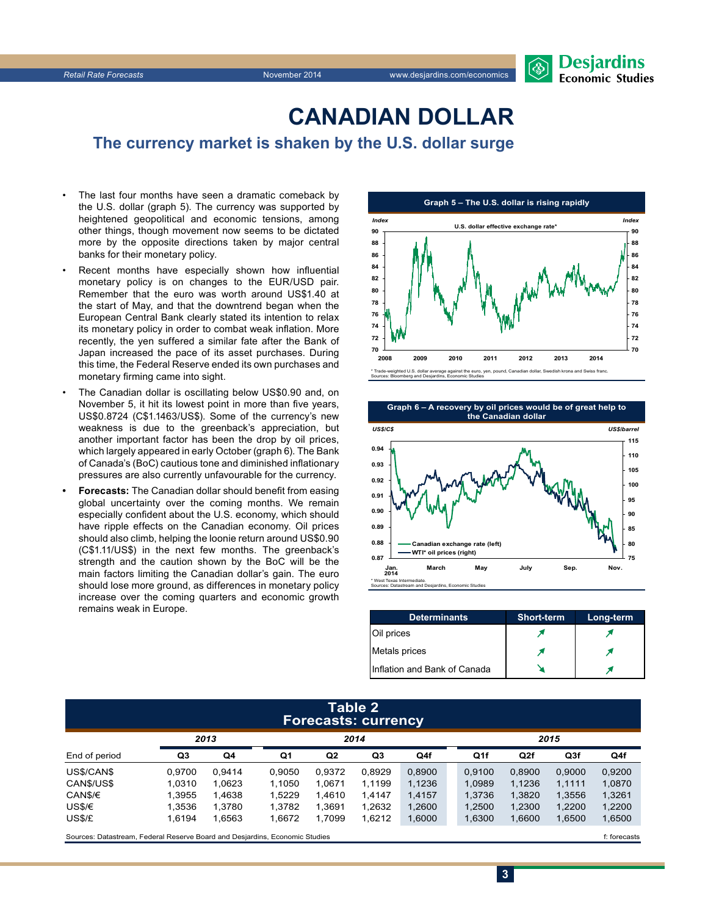# CANADIAN DOLLAR

## The currency market is shaken by the U.S. dollar surge

- The last four months have seen a dramatic comeback by the U.S. dollar (graph 5). The currency was supported by heightened geopolitical and economic tensions, among other things, though movement now seems to be dictated more by the opposite directions taken by major central banks for their monetary policy.
- Recent months have especially shown how influential monetary policy is on changes to the EUR/USD pair. Remember that the euro was worth around US$1.40 at the start of May, and that the downtrend began when the European Central Bank clearly stated its intention to relax its monetary policy in order to combat weak inflation. More recently, the yen suffered a similar fate after the Bank of Japan increased the pace of its asset purchases. During this time, the Federal Reserve ended its own purchases and monetary firming came into sight.
- The Canadian dollar is oscillating below US$0.90 and, on November 5, it hit its lowest point in more than five years, US$0.8724 (C$1.1463/US$). Some of the currency's new weakness is due to the greenback's appreciation, but another important factor has been the drop by oil prices, which largely appeared in early October (graph 6). The Bank of Canada's (BoC) cautious tone and diminished inflationary pressures are also currently unfavourable for the currency.
- **Forecasts:** The Canadian dollar should benefit from easing global uncertainty over the coming months. We remain especially confident about the U.S. economy, which should have ripple effects on the Canadian economy. Oil prices should also climb, helping the loonie return around US$0.90 (C$1.11/US$) in the next few months. The greenback's strength and the caution shown by the BoC will be the main factors limiting the Canadian dollar's gain. The euro should lose more ground, as differences in monetary policy increase over the coming quarters and economic growth remains weak in Europe.

**Graph 5 – The U.S. dollar is rising rapidly**

* Trade-weighted U.S. dollar average against the euro, yen, pound, Canadian dollar, Swedish krona and Swiss franc.
Sources: Bloomberg and Desjardins, Economic Studies

**Graph 6 – A recovery by oil prices would be of great help to the Canadian dollar**

* West Texas Intermediate.
Sources: Datastream and Desjardins, Economic Studies

| Determinants | Short-term | Long-term |
|---|---|---|
| Oil prices | ↗ | ↗ |
| Metals prices | ↗ | ↗ |
| Inflation and Bank of Canada | ↘ | ↗ |

**Table 2**
**Forecasts: currency**

| End of period | 2013 | | 2014 | | | | 2015 | | | |
|---|---|---|---|---|---|---|---|---|---|---|
| | Q3 | Q4 | Q1 | Q2 | Q3 | Q4f | Q1f | Q2f | Q3f | Q4f |
| US$/CAN$ | 0,9700 | 0,9414 | 0,9050 | 0,9372 | 0,8929 | 0,8900 | 0,9100 | 0,8900 | 0,9000 | 0,9200 |
| CAN$/US$ | 1,0310 | 1,0623 | 1,1050 | 1,0671 | 1,1199 | 1,1236 | 1,0989 | 1,1236 | 1,1111 | 1,0870 |
| CAN$/€ | 1,3955 | 1,4638 | 1,5229 | 1,4610 | 1,4147 | 1,4157 | 1,3736 | 1,3820 | 1,3556 | 1,3261 |
| US$/€ | 1,3536 | 1,3780 | 1,3782 | 1,3691 | 1,2632 | 1,2600 | 1,2500 | 1,2300 | 1,2200 | 1,2200 |
| US$/£ | 1,6194 | 1,6563 | 1,6672 | 1,7099 | 1,6212 | 1,6000 | 1,6300 | 1,6600 | 1,6500 | 1,6500 |

Sources: Datastream, Federal Reserve Board and Desjardins, Economic Studies — f: forecasts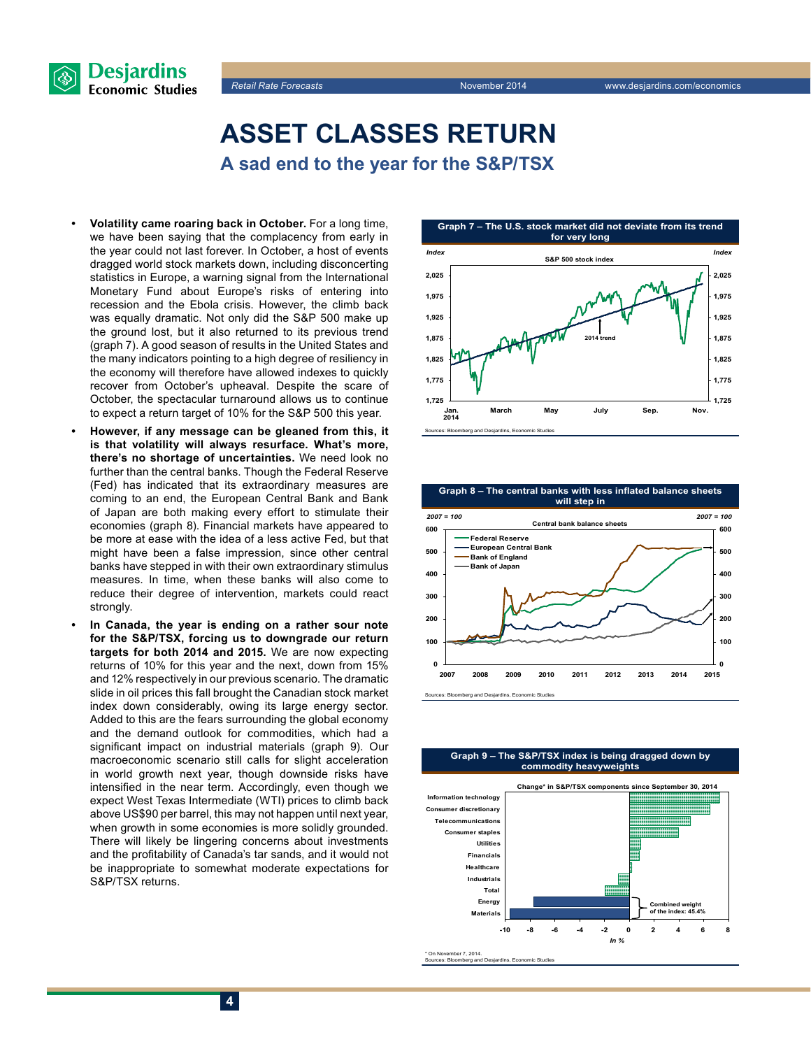# ASSET CLASSES RETURN

## A sad end to the year for the S&P/TSX

- **Volatility came roaring back in October.** For a long time, we have been saying that the complacency from early in the year could not last forever. In October, a host of events dragged world stock markets down, including disconcerting statistics in Europe, a warning signal from the International Monetary Fund about Europe's risks of entering into recession and the Ebola crisis. However, the climb back was equally dramatic. Not only did the S&P 500 make up the ground lost, but it also returned to its previous trend (graph 7). A good season of results in the United States and the many indicators pointing to a high degree of resiliency in the economy will therefore have allowed indexes to quickly recover from October's upheaval. Despite the scare of October, the spectacular turnaround allows us to continue to expect a return target of 10% for the S&P 500 this year.
- **However, if any message can be gleaned from this, it is that volatility will always resurface. What's more, there's no shortage of uncertainties.** We need look no further than the central banks. Though the Federal Reserve (Fed) has indicated that its extraordinary measures are coming to an end, the European Central Bank and Bank of Japan are both making every effort to stimulate their economies (graph 8). Financial markets have appeared to be more at ease with the idea of a less active Fed, but that might have been a false impression, since other central banks have stepped in with their own extraordinary stimulus measures. In time, when these banks will also come to reduce their degree of intervention, markets could react strongly.
- **In Canada, the year is ending on a rather sour note for the S&P/TSX, forcing us to downgrade our return targets for both 2014 and 2015.** We are now expecting returns of 10% for this year and the next, down from 15% and 12% respectively in our previous scenario. The dramatic slide in oil prices this fall brought the Canadian stock market index down considerably, owing its large energy sector. Added to this are the fears surrounding the global economy and the demand outlook for commodities, which had a significant impact on industrial materials (graph 9). Our macroeconomic scenario still calls for slight acceleration in world growth next year, though downside risks have intensified in the near term. Accordingly, even though we expect West Texas Intermediate (WTI) prices to climb back above US$90 per barrel, this may not happen until next year, when growth in some economies is more solidly grounded. There will likely be lingering concerns about investments and the profitability of Canada's tar sands, and it would not be inappropriate to somewhat moderate expectations for S&P/TSX returns.

**Graph 7 – The U.S. stock market did not deviate from its trend for very long**

S&P 500 stock index (Index; Jan. 2014 to Nov.; 2014 trend)

Sources: Bloomberg and Desjardins, Economic Studies

**Graph 8 – The central banks with less inflated balance sheets will step in**

Central bank balance sheets (2007 = 100): Federal Reserve, European Central Bank, Bank of England, Bank of Japan

Sources: Bloomberg and Desjardins, Economic Studies

**Graph 9 – The S&P/TSX index is being dragged down by commodity heavyweights**

Change* in S&P/TSX components since September 30, 2014 (In %): Information technology, Consumer discretionary, Telecommunications, Consumer staples, Utilities, Financials, Healthcare, Industrials, Total, Energy, Materials. Energy and Materials – Combined weight of the index: 45.4%

\* On November 7, 2014.
Sources: Bloomberg and Desjardins, Economic Studies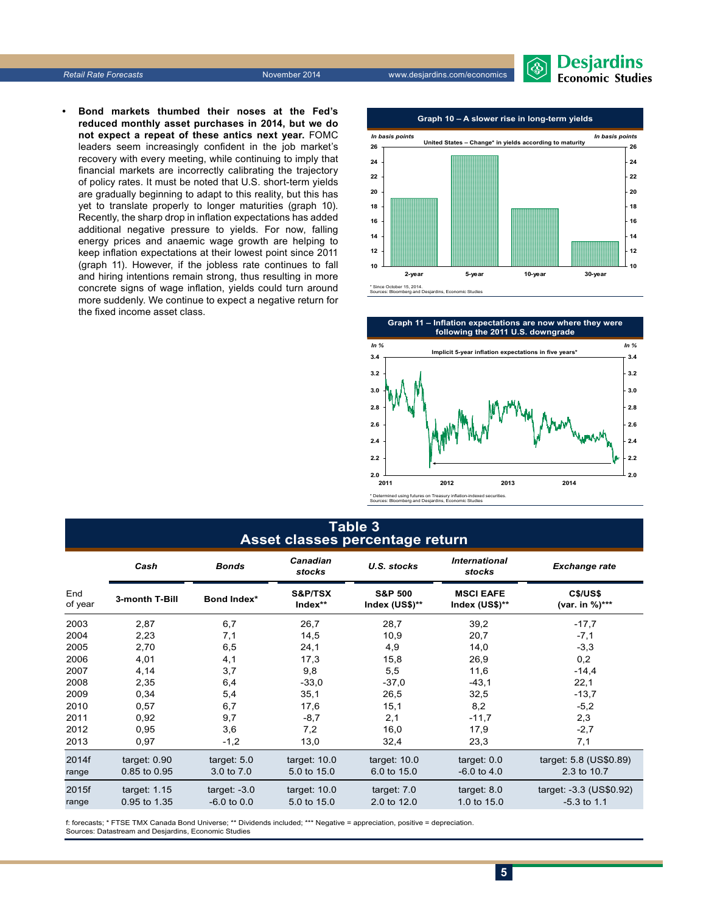- **Bond markets thumbed their noses at the Fed's reduced monthly asset purchases in 2014, but we do not expect a repeat of these antics next year.** FOMC leaders seem increasingly confident in the job market's recovery with every meeting, while continuing to imply that financial markets are incorrectly calibrating the trajectory of policy rates. It must be noted that U.S. short-term yields are gradually beginning to adapt to this reality, but this has yet to translate properly to longer maturities (graph 10). Recently, the sharp drop in inflation expectations has added additional negative pressure to yields. For now, falling energy prices and anaemic wage growth are helping to keep inflation expectations at their lowest point since 2011 (graph 11). However, if the jobless rate continues to fall and hiring intentions remain strong, thus resulting in more concrete signs of wage inflation, yields could turn around more suddenly. We continue to expect a negative return for the fixed income asset class.

**Graph 10 – A slower rise in long-term yields**

In basis points

United States – Change* in yields according to maturity

In basis points

26 24 22 20 18 16 14 12 10

2-year 5-year 10-year 30-year

\* Since October 15, 2014.
Sources: Bloomberg and Desjardins, Economic Studies

**Graph 11 – Inflation expectations are now where they were following the 2011 U.S. downgrade**

In %

Implicit 5-year inflation expectations in five years*

In %

3.4 3.2 3.0 2.8 2.6 2.4 2.2 2.0

2011 2012 2013 2014

\* Determined using futures on Treasury inflation-indexed securities.
Sources: Bloomberg and Desjardins, Economic Studies

## Table 3
## Asset classes percentage return

| | Cash | Bonds | Canadian stocks | U.S. stocks | International stocks | Exchange rate |
|---|---|---|---|---|---|---|
| End of year | 3-month T-Bill | Bond Index* | S&P/TSX Index** | S&P 500 Index (US$)** | MSCI EAFE Index (US$)** | C$/US$ (var. in %)*** |
| 2003 | 2,87 | 6,7 | 26,7 | 28,7 | 39,2 | -17,7 |
| 2004 | 2,23 | 7,1 | 14,5 | 10,9 | 20,7 | -7,1 |
| 2005 | 2,70 | 6,5 | 24,1 | 4,9 | 14,0 | -3,3 |
| 2006 | 4,01 | 4,1 | 17,3 | 15,8 | 26,9 | 0,2 |
| 2007 | 4,14 | 3,7 | 9,8 | 5,5 | 11,6 | -14,4 |
| 2008 | 2,35 | 6,4 | -33,0 | -37,0 | -43,1 | 22,1 |
| 2009 | 0,34 | 5,4 | 35,1 | 26,5 | 32,5 | -13,7 |
| 2010 | 0,57 | 6,7 | 17,6 | 15,1 | 8,2 | -5,2 |
| 2011 | 0,92 | 9,7 | -8,7 | 2,1 | -11,7 | 2,3 |
| 2012 | 0,95 | 3,6 | 7,2 | 16,0 | 17,9 | -2,7 |
| 2013 | 0,97 | -1,2 | 13,0 | 32,4 | 23,3 | 7,1 |
| 2014f | target: 0.90 | target: 5.0 | target: 10.0 | target: 10.0 | target: 0.0 | target: 5.8 (US$0.89) |
| range | 0.85 to 0.95 | 3.0 to 7.0 | 5.0 to 15.0 | 6.0 to 15.0 | -6.0 to 4.0 | 2.3 to 10.7 |
| 2015f | target: 1.15 | target: -3.0 | target: 10.0 | target: 7.0 | target: 8.0 | target: -3.3 (US$0.92) |
| range | 0.95 to 1.35 | -6.0 to 0.0 | 5.0 to 15.0 | 2.0 to 12.0 | 1.0 to 15.0 | -5.3 to 1.1 |

f: forecasts; * FTSE TMX Canada Bond Universe; ** Dividends included; *** Negative = appreciation, positive = depreciation.
Sources: Datastream and Desjardins, Economic Studies